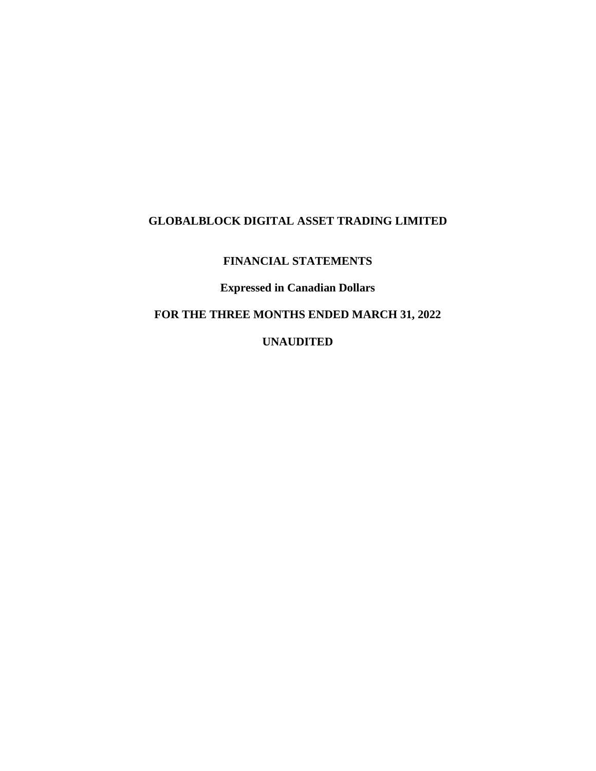# GLOBALBLOCK DIGITAL ASSET TRADING LIMITED

## FINANCIAL STATEMENTS

**Expressed in Canadian Dollars**

**FOR THE THREE MONTHS ENDED MARCH 31, 2022**

**UNAUDITED**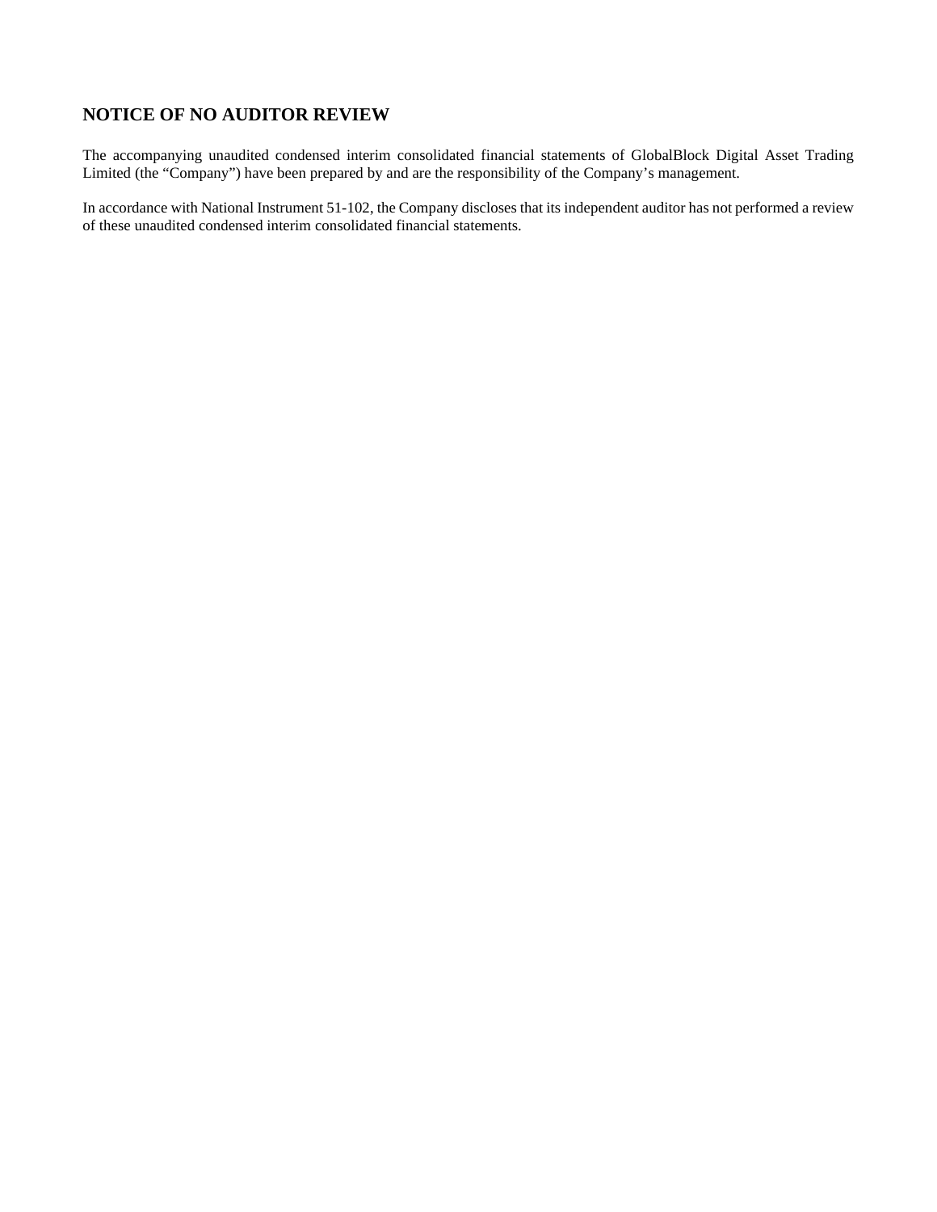## NOTICE OF NO AUDITOR REVIEW

The accompanying unaudited condensed interim consolidated financial statements of GlobalBlock Digital Asset Trading Limited (the "Company") have been prepared by and are the responsibility of the Company's management.

In accordance with National Instrument 51-102, the Company discloses that its independent auditor has not performed a review of these unaudited condensed interim consolidated financial statements.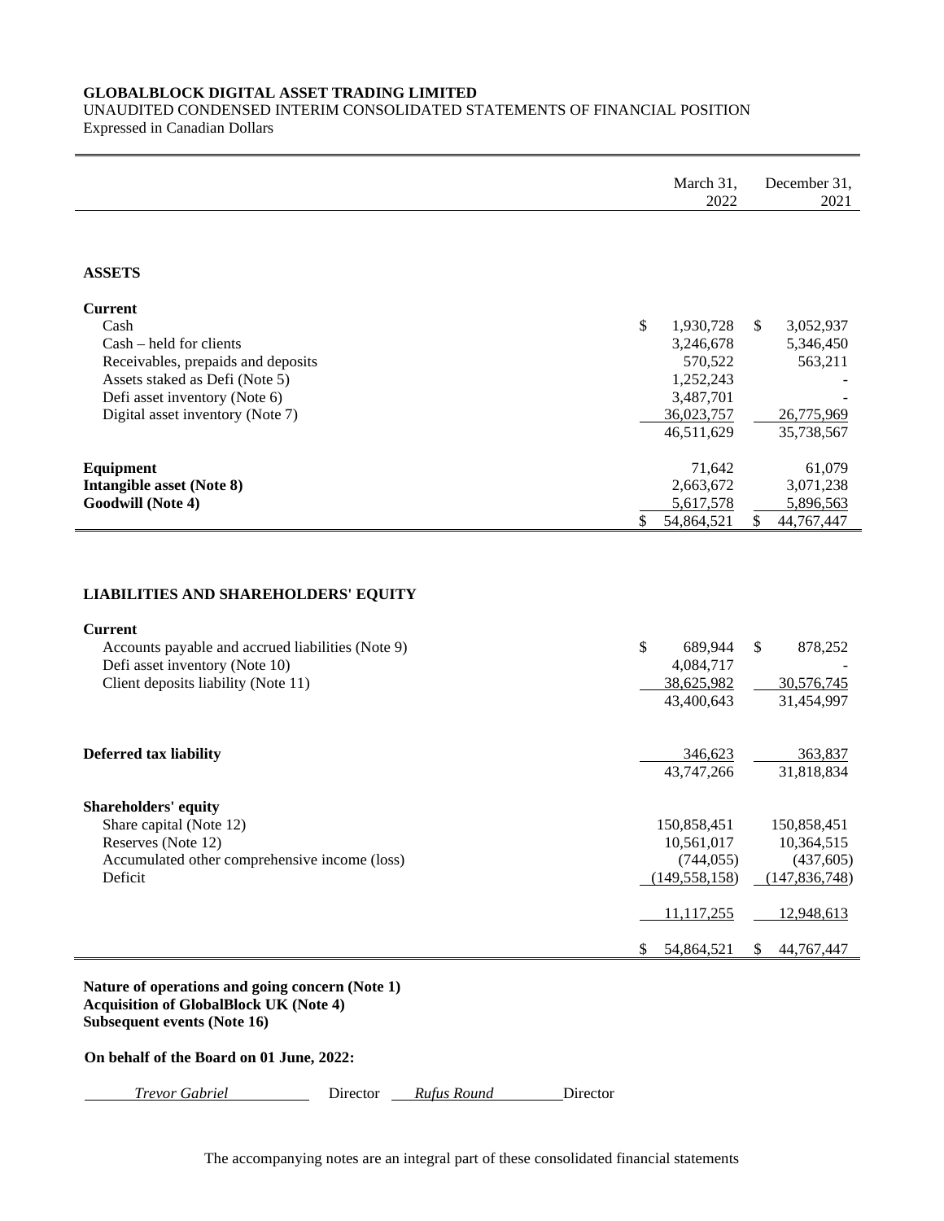**GLOBALBLOCK DIGITAL ASSET TRADING LIMITED**
UNAUDITED CONDENSED INTERIM CONSOLIDATED STATEMENTS OF FINANCIAL POSITION
Expressed in Canadian Dollars

| | March 31, 2022 | December 31, 2021 |
|---|---|---|
| **ASSETS** | | |
| **Current** | | |
| Cash | $ 1,930,728 | $ 3,052,937 |
| Cash – held for clients | 3,246,678 | 5,346,450 |
| Receivables, prepaids and deposits | 570,522 | 563,211 |
| Assets staked as Defi (Note 5) | 1,252,243 | - |
| Defi asset inventory (Note 6) | 3,487,701 | - |
| Digital asset inventory (Note 7) | 36,023,757 | 26,775,969 |
| | 46,511,629 | 35,738,567 |
| **Equipment** | 71,642 | 61,079 |
| **Intangible asset (Note 8)** | 2,663,672 | 3,071,238 |
| **Goodwill (Note 4)** | 5,617,578 | 5,896,563 |
| | $ 54,864,521 | $ 44,767,447 |
| **LIABILITIES AND SHAREHOLDERS' EQUITY** | | |
| **Current** | | |
| Accounts payable and accrued liabilities (Note 9) | $ 689,944 | $ 878,252 |
| Defi asset inventory (Note 10) | 4,084,717 | - |
| Client deposits liability (Note 11) | 38,625,982 | 30,576,745 |
| | 43,400,643 | 31,454,997 |
| **Deferred tax liability** | 346,623 | 363,837 |
| | 43,747,266 | 31,818,834 |
| **Shareholders' equity** | | |
| Share capital (Note 12) | 150,858,451 | 150,858,451 |
| Reserves (Note 12) | 10,561,017 | 10,364,515 |
| Accumulated other comprehensive income (loss) | (744,055) | (437,605) |
| Deficit | (149,558,158) | (147,836,748) |
| | 11,117,255 | 12,948,613 |
| | $ 54,864,521 | $ 44,767,447 |

**Nature of operations and going concern (Note 1)**
**Acquisition of GlobalBlock UK (Note 4)**
**Subsequent events (Note 16)**

**On behalf of the Board on 01 June, 2022:**

*Trevor Gabriel* Director *Rufus Round* Director

The accompanying notes are an integral part of these consolidated financial statements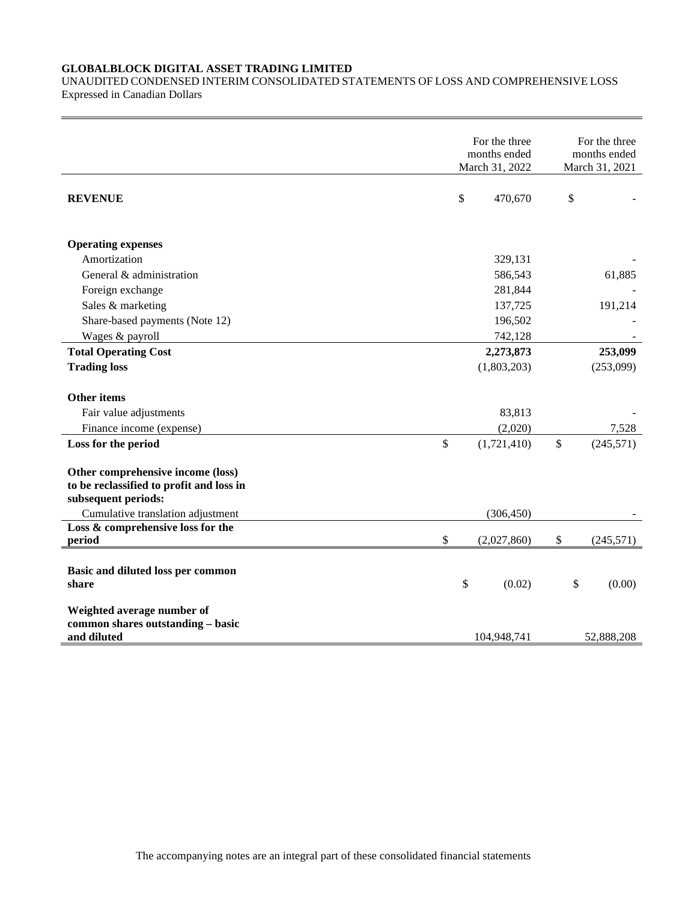**GLOBALBLOCK DIGITAL ASSET TRADING LIMITED**

UNAUDITED CONDENSED INTERIM CONSOLIDATED STATEMENTS OF LOSS AND COMPREHENSIVE LOSS

Expressed in Canadian Dollars

| | For the three months ended March 31, 2022 | For the three months ended March 31, 2021 |
|---|---|---|
| **REVENUE** | $ 470,670 | $ - |
| **Operating expenses** | | |
| Amortization | 329,131 | - |
| General & administration | 586,543 | 61,885 |
| Foreign exchange | 281,844 | - |
| Sales & marketing | 137,725 | 191,214 |
| Share-based payments (Note 12) | 196,502 | - |
| Wages & payroll | 742,128 | - |
| **Total Operating Cost** | **2,273,873** | **253,099** |
| **Trading loss** | (1,803,203) | (253,099) |
| **Other items** | | |
| Fair value adjustments | 83,813 | - |
| Finance income (expense) | (2,020) | 7,528 |
| **Loss for the period** | $ (1,721,410) | $ (245,571) |
| **Other comprehensive income (loss) to be reclassified to profit and loss in subsequent periods:** | | |
| Cumulative translation adjustment | (306,450) | - |
| **Loss & comprehensive loss for the period** | $ (2,027,860) | $ (245,571) |
| **Basic and diluted loss per common share** | $ (0.02) | $ (0.00) |
| **Weighted average number of common shares outstanding – basic and diluted** | 104,948,741 | 52,888,208 |

The accompanying notes are an integral part of these consolidated financial statements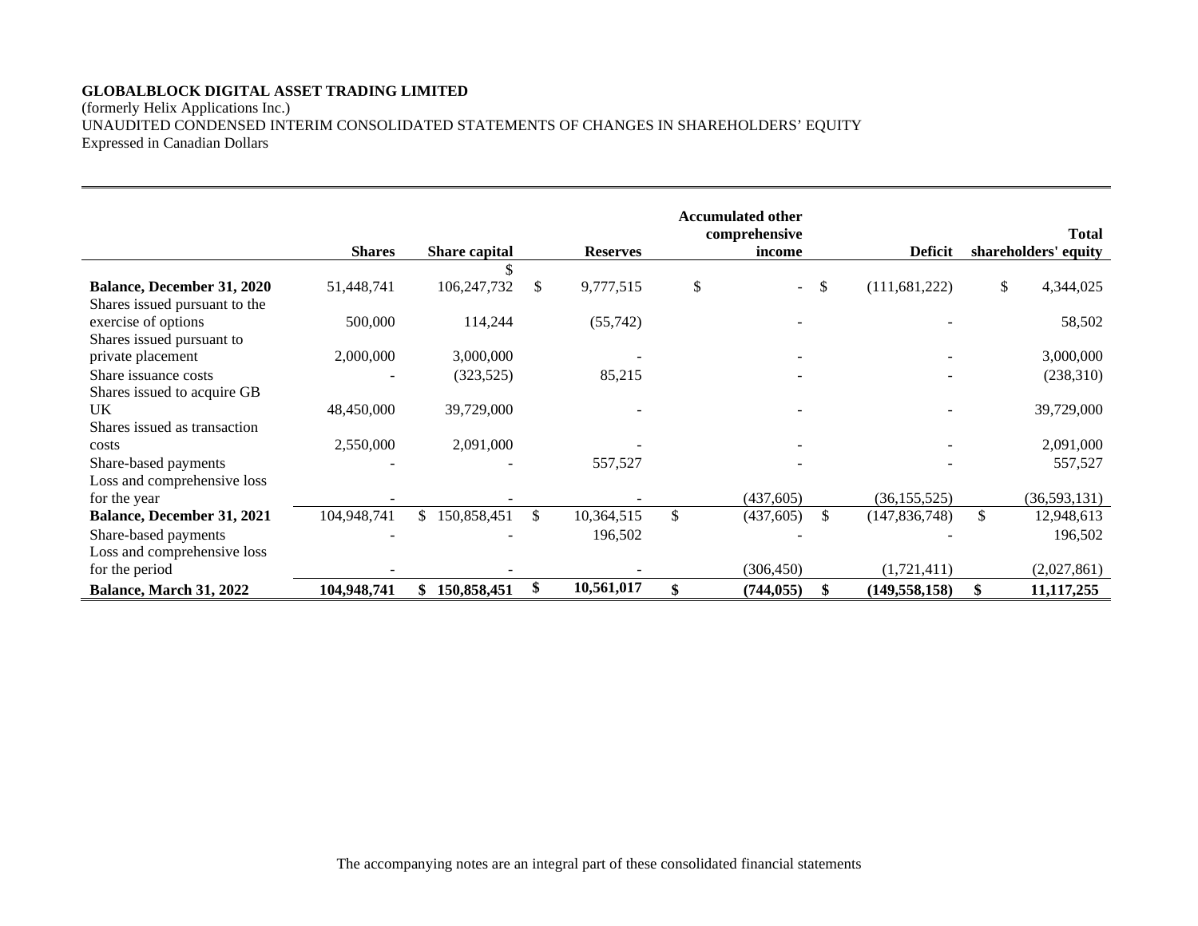**GLOBALBLOCK DIGITAL ASSET TRADING LIMITED**

(formerly Helix Applications Inc.)

UNAUDITED CONDENSED INTERIM CONSOLIDATED STATEMENTS OF CHANGES IN SHAREHOLDERS' EQUITY

Expressed in Canadian Dollars

| | Shares | Share capital | Reserves | Accumulated other comprehensive income | Deficit | Total shareholders' equity |
|---|---|---|---|---|---|---|
| **Balance, December 31, 2020** | 51,448,741 | $ 106,247,732 | $ 9,777,515 | $ - | $ (111,681,222) | $ 4,344,025 |
| Shares issued pursuant to the exercise of options | 500,000 | 114,244 | (55,742) | - | - | 58,502 |
| Shares issued pursuant to private placement | 2,000,000 | 3,000,000 | - | - | - | 3,000,000 |
| Share issuance costs | - | (323,525) | 85,215 | - | - | (238,310) |
| Shares issued to acquire GB UK | 48,450,000 | 39,729,000 | - | - | - | 39,729,000 |
| Shares issued as transaction costs | 2,550,000 | 2,091,000 | - | - | - | 2,091,000 |
| Share-based payments | - | - | 557,527 | - | - | 557,527 |
| Loss and comprehensive loss for the year | - | - | - | (437,605) | (36,155,525) | (36,593,131) |
| **Balance, December 31, 2021** | 104,948,741 | $ 150,858,451 | $ 10,364,515 | $ (437,605) | $ (147,836,748) | $ 12,948,613 |
| Share-based payments | - | - | 196,502 | - | - | 196,502 |
| Loss and comprehensive loss for the period | - | - | - | (306,450) | (1,721,411) | (2,027,861) |
| **Balance, March 31, 2022** | **104,948,741** | **$ 150,858,451** | **$ 10,561,017** | **$ (744,055)** | **$ (149,558,158)** | **$ 11,117,255** |

The accompanying notes are an integral part of these consolidated financial statements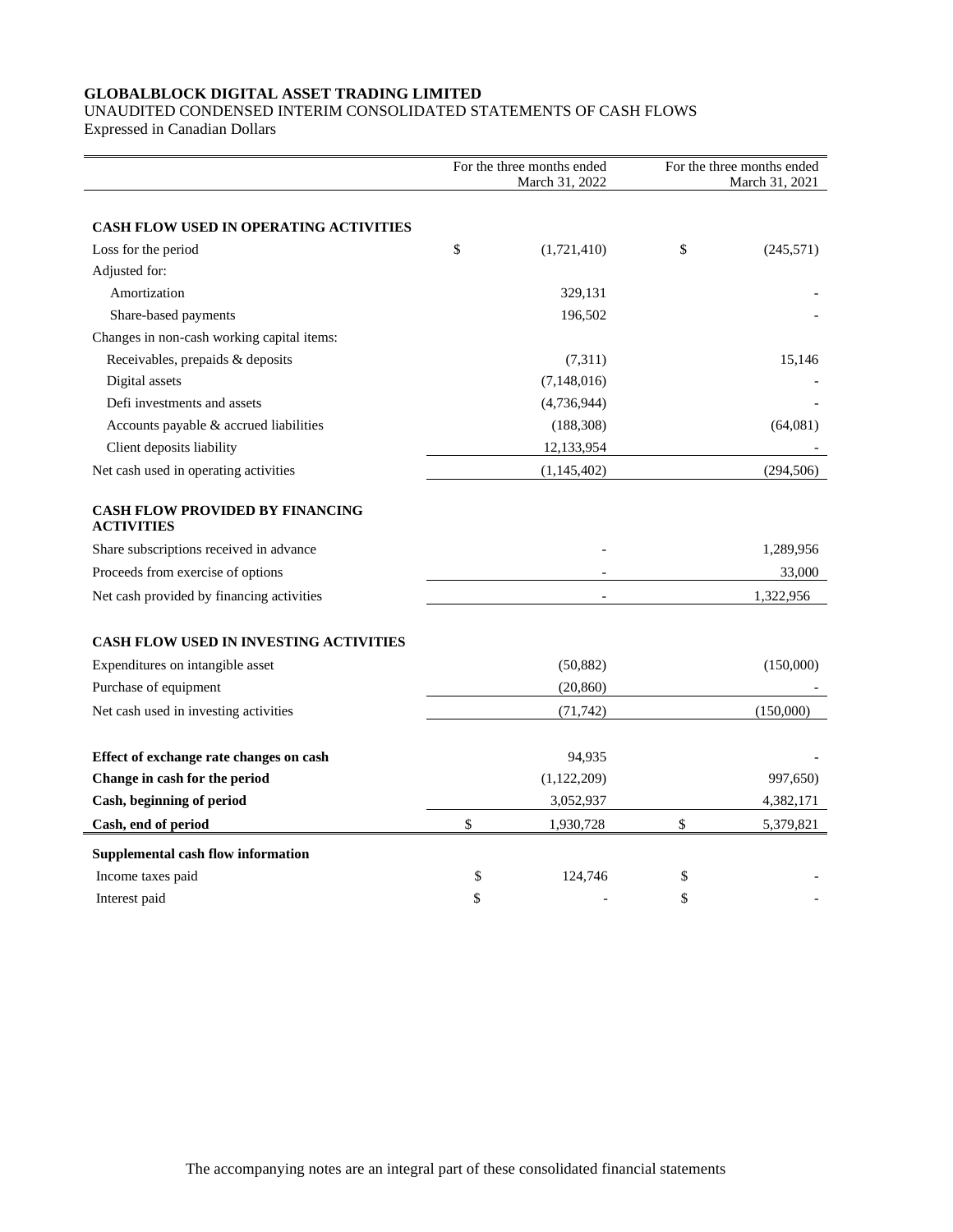**GLOBALBLOCK DIGITAL ASSET TRADING LIMITED**

UNAUDITED CONDENSED INTERIM CONSOLIDATED STATEMENTS OF CASH FLOWS

Expressed in Canadian Dollars

| | For the three months ended March 31, 2022 | For the three months ended March 31, 2021 |
|---|---|---|
| **CASH FLOW USED IN OPERATING ACTIVITIES** | | |
| Loss for the period | $ (1,721,410) | $ (245,571) |
| Adjusted for: | | |
| Amortization | 329,131 | - |
| Share-based payments | 196,502 | - |
| Changes in non-cash working capital items: | | |
| Receivables, prepaids & deposits | (7,311) | 15,146 |
| Digital assets | (7,148,016) | - |
| Defi investments and assets | (4,736,944) | - |
| Accounts payable & accrued liabilities | (188,308) | (64,081) |
| Client deposits liability | 12,133,954 | - |
| Net cash used in operating activities | (1,145,402) | (294,506) |
| **CASH FLOW PROVIDED BY FINANCING ACTIVITIES** | | |
| Share subscriptions received in advance | - | 1,289,956 |
| Proceeds from exercise of options | - | 33,000 |
| Net cash provided by financing activities | - | 1,322,956 |
| **CASH FLOW USED IN INVESTING ACTIVITIES** | | |
| Expenditures on intangible asset | (50,882) | (150,000) |
| Purchase of equipment | (20,860) | - |
| Net cash used in investing activities | (71,742) | (150,000) |
| **Effect of exchange rate changes on cash** | 94,935 | - |
| **Change in cash for the period** | (1,122,209) | 997,650) |
| **Cash, beginning of period** | 3,052,937 | 4,382,171 |
| **Cash, end of period** | $ 1,930,728 | $ 5,379,821 |
| **Supplemental cash flow information** | | |
| Income taxes paid | $ 124,746 | $ - |
| Interest paid | $ - | $ - |

The accompanying notes are an integral part of these consolidated financial statements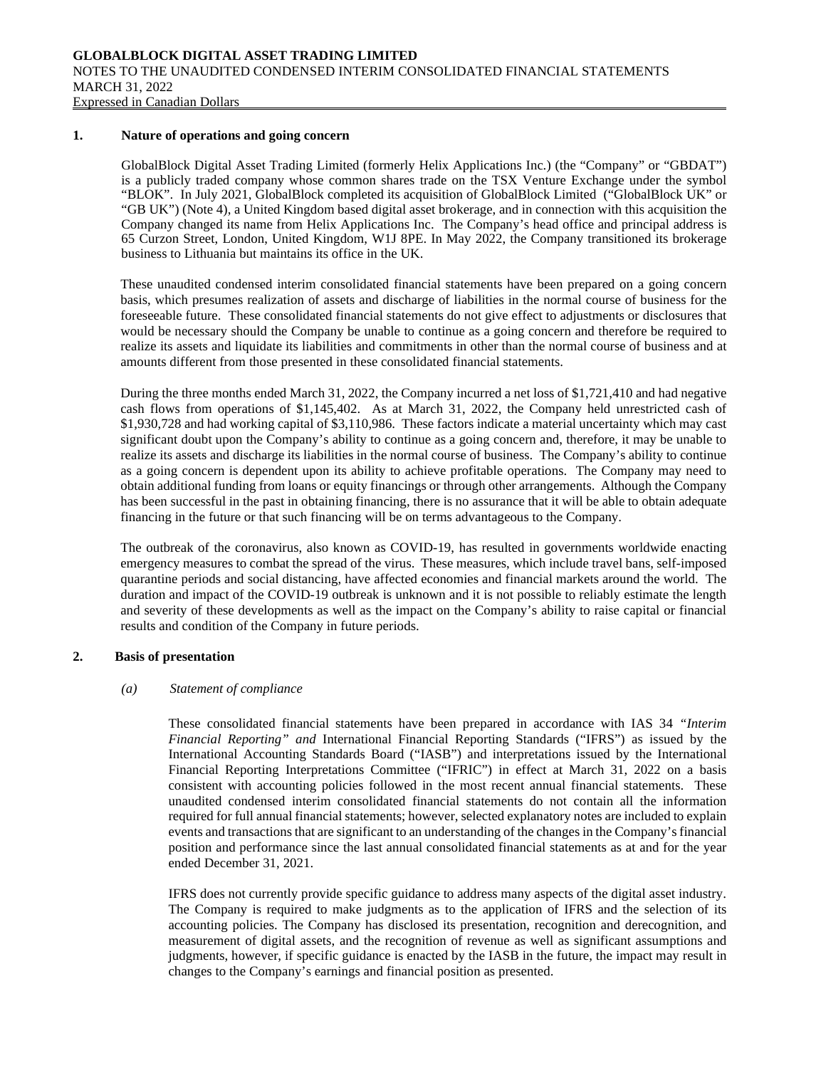## 1. Nature of operations and going concern

GlobalBlock Digital Asset Trading Limited (formerly Helix Applications Inc.) (the "Company" or "GBDAT") is a publicly traded company whose common shares trade on the TSX Venture Exchange under the symbol "BLOK". In July 2021, GlobalBlock completed its acquisition of GlobalBlock Limited ("GlobalBlock UK" or "GB UK") (Note 4), a United Kingdom based digital asset brokerage, and in connection with this acquisition the Company changed its name from Helix Applications Inc. The Company's head office and principal address is 65 Curzon Street, London, United Kingdom, W1J 8PE. In May 2022, the Company transitioned its brokerage business to Lithuania but maintains its office in the UK.

These unaudited condensed interim consolidated financial statements have been prepared on a going concern basis, which presumes realization of assets and discharge of liabilities in the normal course of business for the foreseeable future. These consolidated financial statements do not give effect to adjustments or disclosures that would be necessary should the Company be unable to continue as a going concern and therefore be required to realize its assets and liquidate its liabilities and commitments in other than the normal course of business and at amounts different from those presented in these consolidated financial statements.

During the three months ended March 31, 2022, the Company incurred a net loss of $1,721,410 and had negative cash flows from operations of $1,145,402. As at March 31, 2022, the Company held unrestricted cash of $1,930,728 and had working capital of $3,110,986. These factors indicate a material uncertainty which may cast significant doubt upon the Company's ability to continue as a going concern and, therefore, it may be unable to realize its assets and discharge its liabilities in the normal course of business. The Company's ability to continue as a going concern is dependent upon its ability to achieve profitable operations. The Company may need to obtain additional funding from loans or equity financings or through other arrangements. Although the Company has been successful in the past in obtaining financing, there is no assurance that it will be able to obtain adequate financing in the future or that such financing will be on terms advantageous to the Company.

The outbreak of the coronavirus, also known as COVID-19, has resulted in governments worldwide enacting emergency measures to combat the spread of the virus. These measures, which include travel bans, self-imposed quarantine periods and social distancing, have affected economies and financial markets around the world. The duration and impact of the COVID-19 outbreak is unknown and it is not possible to reliably estimate the length and severity of these developments as well as the impact on the Company's ability to raise capital or financial results and condition of the Company in future periods.

## 2. Basis of presentation

### *(a) Statement of compliance*

These consolidated financial statements have been prepared in accordance with IAS 34 *"Interim Financial Reporting" and* International Financial Reporting Standards ("IFRS") as issued by the International Accounting Standards Board ("IASB") and interpretations issued by the International Financial Reporting Interpretations Committee ("IFRIC") in effect at March 31, 2022 on a basis consistent with accounting policies followed in the most recent annual financial statements. These unaudited condensed interim consolidated financial statements do not contain all the information required for full annual financial statements; however, selected explanatory notes are included to explain events and transactions that are significant to an understanding of the changes in the Company's financial position and performance since the last annual consolidated financial statements as at and for the year ended December 31, 2021.

IFRS does not currently provide specific guidance to address many aspects of the digital asset industry. The Company is required to make judgments as to the application of IFRS and the selection of its accounting policies. The Company has disclosed its presentation, recognition and derecognition, and measurement of digital assets, and the recognition of revenue as well as significant assumptions and judgments, however, if specific guidance is enacted by the IASB in the future, the impact may result in changes to the Company's earnings and financial position as presented.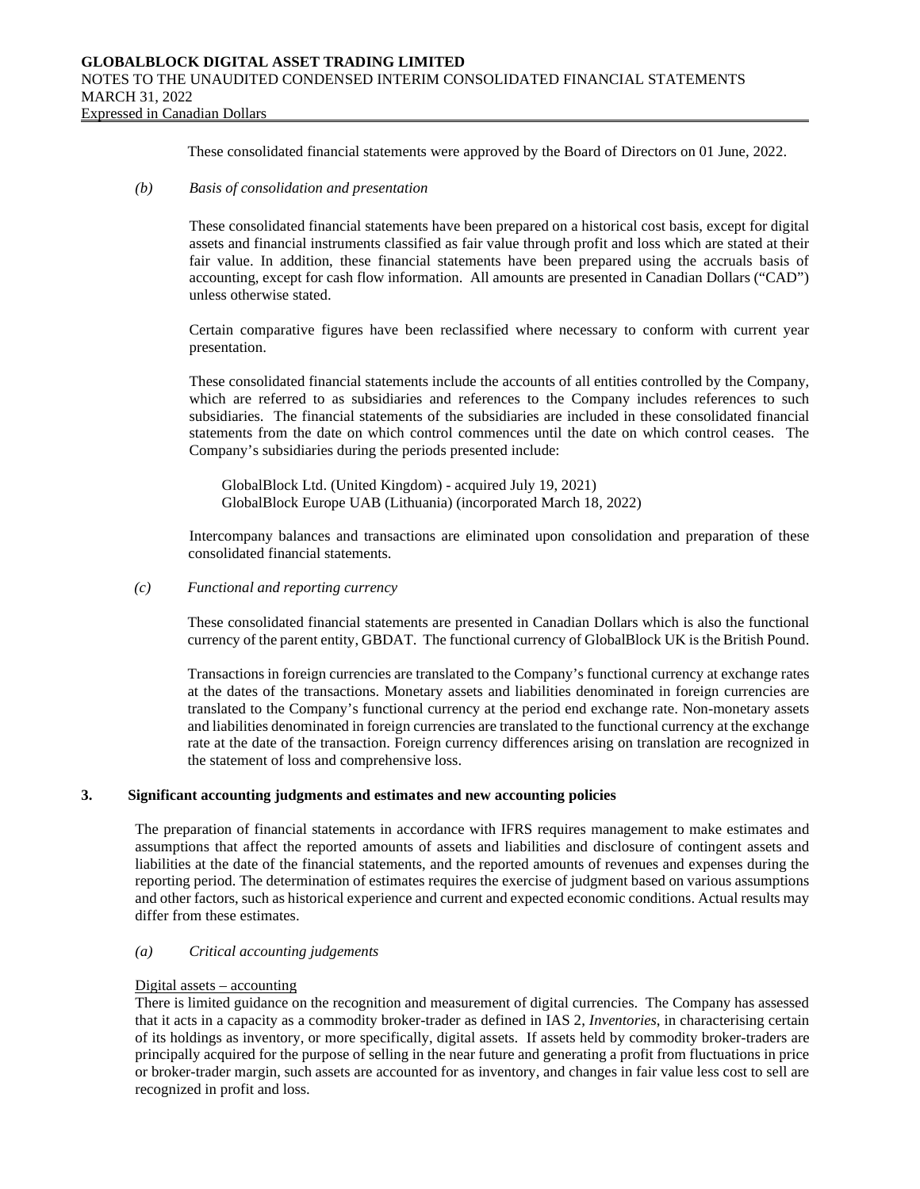These consolidated financial statements were approved by the Board of Directors on 01 June, 2022.

*(b)* *Basis of consolidation and presentation*

These consolidated financial statements have been prepared on a historical cost basis, except for digital assets and financial instruments classified as fair value through profit and loss which are stated at their fair value. In addition, these financial statements have been prepared using the accruals basis of accounting, except for cash flow information. All amounts are presented in Canadian Dollars ("CAD") unless otherwise stated.

Certain comparative figures have been reclassified where necessary to conform with current year presentation.

These consolidated financial statements include the accounts of all entities controlled by the Company, which are referred to as subsidiaries and references to the Company includes references to such subsidiaries. The financial statements of the subsidiaries are included in these consolidated financial statements from the date on which control commences until the date on which control ceases. The Company's subsidiaries during the periods presented include:

GlobalBlock Ltd. (United Kingdom) - acquired July 19, 2021)
GlobalBlock Europe UAB (Lithuania) (incorporated March 18, 2022)

Intercompany balances and transactions are eliminated upon consolidation and preparation of these consolidated financial statements.

*(c)* *Functional and reporting currency*

These consolidated financial statements are presented in Canadian Dollars which is also the functional currency of the parent entity, GBDAT. The functional currency of GlobalBlock UK is the British Pound.

Transactions in foreign currencies are translated to the Company's functional currency at exchange rates at the dates of the transactions. Monetary assets and liabilities denominated in foreign currencies are translated to the Company's functional currency at the period end exchange rate. Non-monetary assets and liabilities denominated in foreign currencies are translated to the functional currency at the exchange rate at the date of the transaction. Foreign currency differences arising on translation are recognized in the statement of loss and comprehensive loss.

## 3. Significant accounting judgments and estimates and new accounting policies

The preparation of financial statements in accordance with IFRS requires management to make estimates and assumptions that affect the reported amounts of assets and liabilities and disclosure of contingent assets and liabilities at the date of the financial statements, and the reported amounts of revenues and expenses during the reporting period. The determination of estimates requires the exercise of judgment based on various assumptions and other factors, such as historical experience and current and expected economic conditions. Actual results may differ from these estimates.

*(a)* *Critical accounting judgements*

Digital assets – accounting

There is limited guidance on the recognition and measurement of digital currencies. The Company has assessed that it acts in a capacity as a commodity broker-trader as defined in IAS 2, *Inventories*, in characterising certain of its holdings as inventory, or more specifically, digital assets. If assets held by commodity broker-traders are principally acquired for the purpose of selling in the near future and generating a profit from fluctuations in price or broker-trader margin, such assets are accounted for as inventory, and changes in fair value less cost to sell are recognized in profit and loss.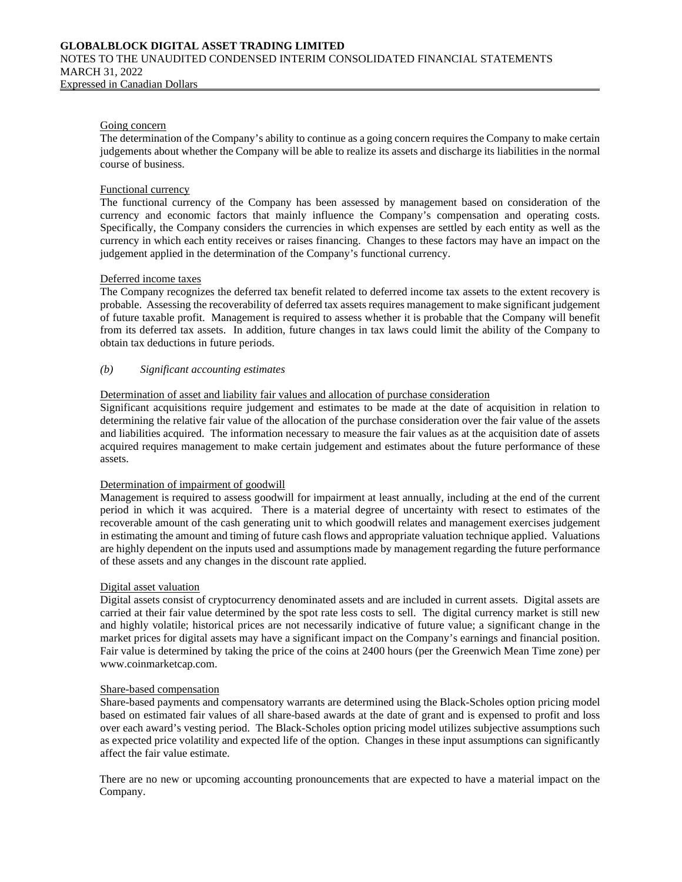Going concern

The determination of the Company's ability to continue as a going concern requires the Company to make certain judgements about whether the Company will be able to realize its assets and discharge its liabilities in the normal course of business.

Functional currency

The functional currency of the Company has been assessed by management based on consideration of the currency and economic factors that mainly influence the Company's compensation and operating costs. Specifically, the Company considers the currencies in which expenses are settled by each entity as well as the currency in which each entity receives or raises financing. Changes to these factors may have an impact on the judgement applied in the determination of the Company's functional currency.

Deferred income taxes

The Company recognizes the deferred tax benefit related to deferred income tax assets to the extent recovery is probable. Assessing the recoverability of deferred tax assets requires management to make significant judgement of future taxable profit. Management is required to assess whether it is probable that the Company will benefit from its deferred tax assets. In addition, future changes in tax laws could limit the ability of the Company to obtain tax deductions in future periods.

*(b) Significant accounting estimates*

Determination of asset and liability fair values and allocation of purchase consideration

Significant acquisitions require judgement and estimates to be made at the date of acquisition in relation to determining the relative fair value of the allocation of the purchase consideration over the fair value of the assets and liabilities acquired. The information necessary to measure the fair values as at the acquisition date of assets acquired requires management to make certain judgement and estimates about the future performance of these assets.

Determination of impairment of goodwill

Management is required to assess goodwill for impairment at least annually, including at the end of the current period in which it was acquired. There is a material degree of uncertainty with resect to estimates of the recoverable amount of the cash generating unit to which goodwill relates and management exercises judgement in estimating the amount and timing of future cash flows and appropriate valuation technique applied. Valuations are highly dependent on the inputs used and assumptions made by management regarding the future performance of these assets and any changes in the discount rate applied.

Digital asset valuation

Digital assets consist of cryptocurrency denominated assets and are included in current assets. Digital assets are carried at their fair value determined by the spot rate less costs to sell. The digital currency market is still new and highly volatile; historical prices are not necessarily indicative of future value; a significant change in the market prices for digital assets may have a significant impact on the Company's earnings and financial position. Fair value is determined by taking the price of the coins at 2400 hours (per the Greenwich Mean Time zone) per www.coinmarketcap.com.

Share-based compensation

Share-based payments and compensatory warrants are determined using the Black-Scholes option pricing model based on estimated fair values of all share-based awards at the date of grant and is expensed to profit and loss over each award's vesting period. The Black-Scholes option pricing model utilizes subjective assumptions such as expected price volatility and expected life of the option. Changes in these input assumptions can significantly affect the fair value estimate.

There are no new or upcoming accounting pronouncements that are expected to have a material impact on the Company.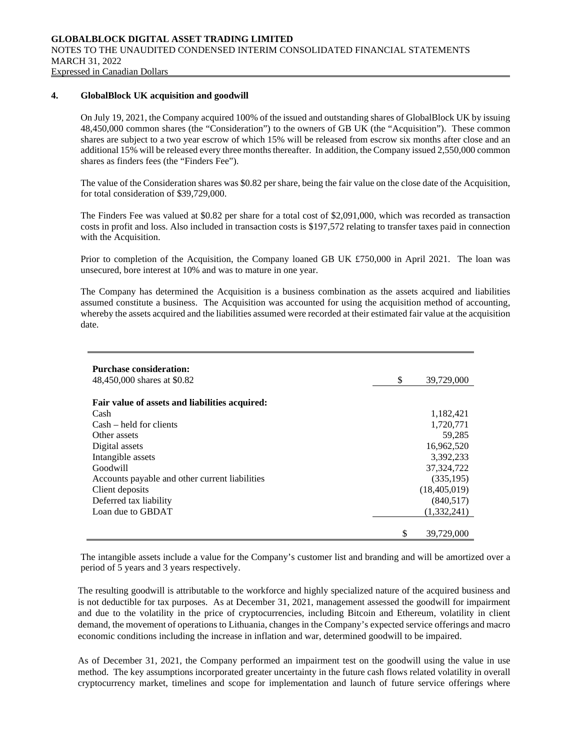## 4. GlobalBlock UK acquisition and goodwill

On July 19, 2021, the Company acquired 100% of the issued and outstanding shares of GlobalBlock UK by issuing 48,450,000 common shares (the "Consideration") to the owners of GB UK (the "Acquisition"). These common shares are subject to a two year escrow of which 15% will be released from escrow six months after close and an additional 15% will be released every three months thereafter. In addition, the Company issued 2,550,000 common shares as finders fees (the "Finders Fee").

The value of the Consideration shares was $0.82 per share, being the fair value on the close date of the Acquisition, for total consideration of $39,729,000.

The Finders Fee was valued at $0.82 per share for a total cost of $2,091,000, which was recorded as transaction costs in profit and loss. Also included in transaction costs is $197,572 relating to transfer taxes paid in connection with the Acquisition.

Prior to completion of the Acquisition, the Company loaned GB UK £750,000 in April 2021. The loan was unsecured, bore interest at 10% and was to mature in one year.

The Company has determined the Acquisition is a business combination as the assets acquired and liabilities assumed constitute a business. The Acquisition was accounted for using the acquisition method of accounting, whereby the assets acquired and the liabilities assumed were recorded at their estimated fair value at the acquisition date.

| | |
|---|---|
| **Purchase consideration:** | |
| 48,450,000 shares at $0.82 | $ 39,729,000 |
| **Fair value of assets and liabilities acquired:** | |
| Cash | 1,182,421 |
| Cash – held for clients | 1,720,771 |
| Other assets | 59,285 |
| Digital assets | 16,962,520 |
| Intangible assets | 3,392,233 |
| Goodwill | 37,324,722 |
| Accounts payable and other current liabilities | (335,195) |
| Client deposits | (18,405,019) |
| Deferred tax liability | (840,517) |
| Loan due to GBDAT | (1,332,241) |
| | $ 39,729,000 |

The intangible assets include a value for the Company's customer list and branding and will be amortized over a period of 5 years and 3 years respectively.

The resulting goodwill is attributable to the workforce and highly specialized nature of the acquired business and is not deductible for tax purposes. As at December 31, 2021, management assessed the goodwill for impairment and due to the volatility in the price of cryptocurrencies, including Bitcoin and Ethereum, volatility in client demand, the movement of operations to Lithuania, changes in the Company's expected service offerings and macro economic conditions including the increase in inflation and war, determined goodwill to be impaired.

As of December 31, 2021, the Company performed an impairment test on the goodwill using the value in use method. The key assumptions incorporated greater uncertainty in the future cash flows related volatility in overall cryptocurrency market, timelines and scope for implementation and launch of future service offerings where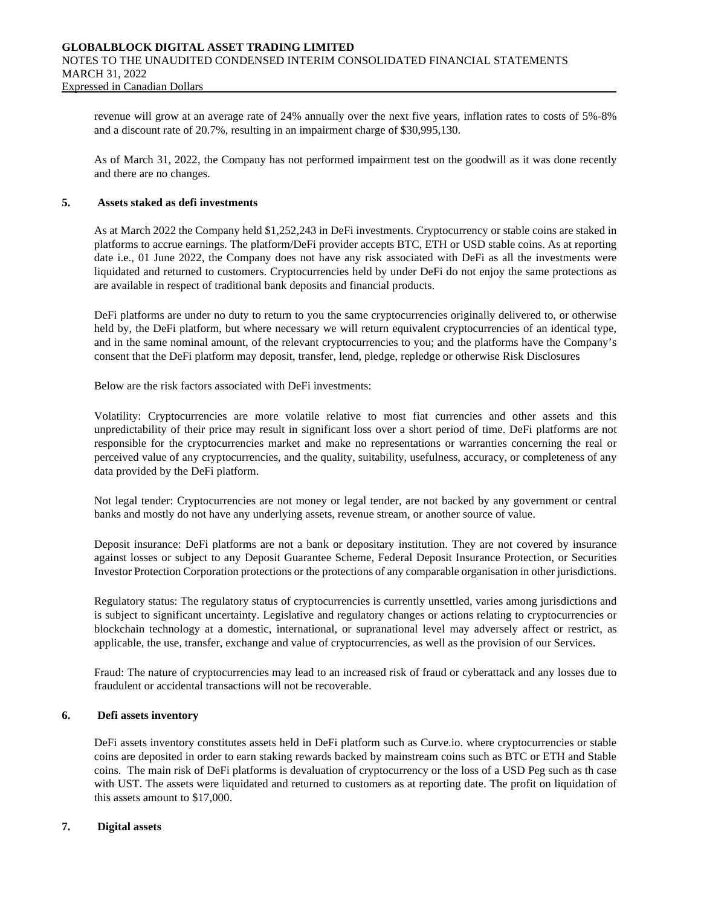revenue will grow at an average rate of 24% annually over the next five years, inflation rates to costs of 5%-8% and a discount rate of 20.7%, resulting in an impairment charge of $30,995,130.

As of March 31, 2022, the Company has not performed impairment test on the goodwill as it was done recently and there are no changes.

## 5. Assets staked as defi investments

As at March 2022 the Company held $1,252,243 in DeFi investments. Cryptocurrency or stable coins are staked in platforms to accrue earnings. The platform/DeFi provider accepts BTC, ETH or USD stable coins. As at reporting date i.e., 01 June 2022, the Company does not have any risk associated with DeFi as all the investments were liquidated and returned to customers. Cryptocurrencies held by under DeFi do not enjoy the same protections as are available in respect of traditional bank deposits and financial products.

DeFi platforms are under no duty to return to you the same cryptocurrencies originally delivered to, or otherwise held by, the DeFi platform, but where necessary we will return equivalent cryptocurrencies of an identical type, and in the same nominal amount, of the relevant cryptocurrencies to you; and the platforms have the Company's consent that the DeFi platform may deposit, transfer, lend, pledge, repledge or otherwise Risk Disclosures

Below are the risk factors associated with DeFi investments:

Volatility: Cryptocurrencies are more volatile relative to most fiat currencies and other assets and this unpredictability of their price may result in significant loss over a short period of time. DeFi platforms are not responsible for the cryptocurrencies market and make no representations or warranties concerning the real or perceived value of any cryptocurrencies, and the quality, suitability, usefulness, accuracy, or completeness of any data provided by the DeFi platform.

Not legal tender: Cryptocurrencies are not money or legal tender, are not backed by any government or central banks and mostly do not have any underlying assets, revenue stream, or another source of value.

Deposit insurance: DeFi platforms are not a bank or depositary institution. They are not covered by insurance against losses or subject to any Deposit Guarantee Scheme, Federal Deposit Insurance Protection, or Securities Investor Protection Corporation protections or the protections of any comparable organisation in other jurisdictions.

Regulatory status: The regulatory status of cryptocurrencies is currently unsettled, varies among jurisdictions and is subject to significant uncertainty. Legislative and regulatory changes or actions relating to cryptocurrencies or blockchain technology at a domestic, international, or supranational level may adversely affect or restrict, as applicable, the use, transfer, exchange and value of cryptocurrencies, as well as the provision of our Services.

Fraud: The nature of cryptocurrencies may lead to an increased risk of fraud or cyberattack and any losses due to fraudulent or accidental transactions will not be recoverable.

## 6. Defi assets inventory

DeFi assets inventory constitutes assets held in DeFi platform such as Curve.io. where cryptocurrencies or stable coins are deposited in order to earn staking rewards backed by mainstream coins such as BTC or ETH and Stable coins. The main risk of DeFi platforms is devaluation of cryptocurrency or the loss of a USD Peg such as th case with UST. The assets were liquidated and returned to customers as at reporting date. The profit on liquidation of this assets amount to $17,000.

## 7. Digital assets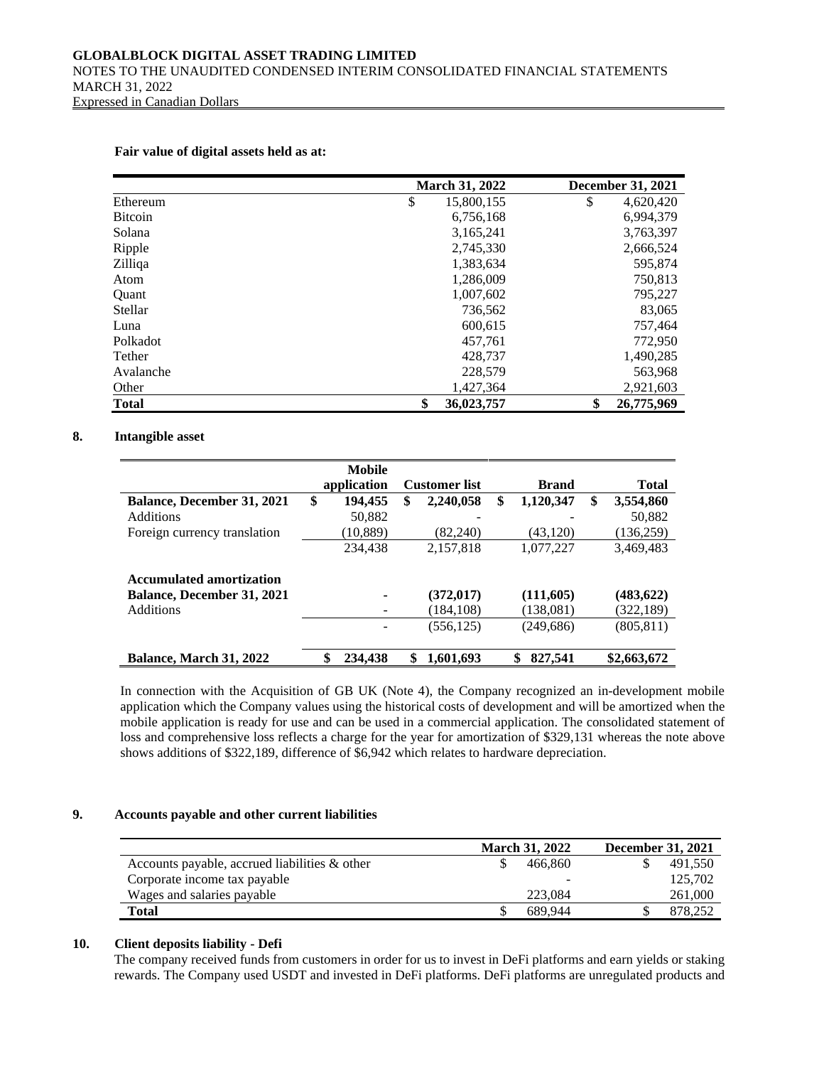**Fair value of digital assets held as at:**

| | March 31, 2022 | December 31, 2021 |
|---|---|---|
| Ethereum | $ 15,800,155 | $ 4,620,420 |
| Bitcoin | 6,756,168 | 6,994,379 |
| Solana | 3,165,241 | 3,763,397 |
| Ripple | 2,745,330 | 2,666,524 |
| Zilliqa | 1,383,634 | 595,874 |
| Atom | 1,286,009 | 750,813 |
| Quant | 1,007,602 | 795,227 |
| Stellar | 736,562 | 83,065 |
| Luna | 600,615 | 757,464 |
| Polkadot | 457,761 | 772,950 |
| Tether | 428,737 | 1,490,285 |
| Avalanche | 228,579 | 563,968 |
| Other | 1,427,364 | 2,921,603 |
| **Total** | **$ 36,023,757** | **$ 26,775,969** |

## 8. Intangible asset

| | Mobile application | Customer list | Brand | Total |
|---|---|---|---|---|
| **Balance, December 31, 2021** | **$ 194,455** | **$ 2,240,058** | **$ 1,120,347** | **$ 3,554,860** |
| Additions | 50,882 | - | - | 50,882 |
| Foreign currency translation | (10,889) | (82,240) | (43,120) | (136,259) |
| | 234,438 | 2,157,818 | 1,077,227 | 3,469,483 |
| **Accumulated amortization** | | | | |
| **Balance, December 31, 2021** | **-** | **(372,017)** | **(111,605)** | **(483,622)** |
| Additions | - | (184,108) | (138,081) | (322,189) |
| | - | (556,125) | (249,686) | (805,811) |
| **Balance, March 31, 2022** | **$ 234,438** | **$ 1,601,693** | **$ 827,541** | **$2,663,672** |

In connection with the Acquisition of GB UK (Note 4), the Company recognized an in-development mobile application which the Company values using the historical costs of development and will be amortized when the mobile application is ready for use and can be used in a commercial application. The consolidated statement of loss and comprehensive loss reflects a charge for the year for amortization of $329,131 whereas the note above shows additions of $322,189, difference of $6,942 which relates to hardware depreciation.

## 9. Accounts payable and other current liabilities

| | March 31, 2022 | December 31, 2021 |
|---|---|---|
| Accounts payable, accrued liabilities & other | $ 466,860 | $ 491,550 |
| Corporate income tax payable | - | 125,702 |
| Wages and salaries payable | 223,084 | 261,000 |
| **Total** | $ 689,944 | $ 878,252 |

## 10. Client deposits liability - Defi

The company received funds from customers in order for us to invest in DeFi platforms and earn yields or staking rewards. The Company used USDT and invested in DeFi platforms. DeFi platforms are unregulated products and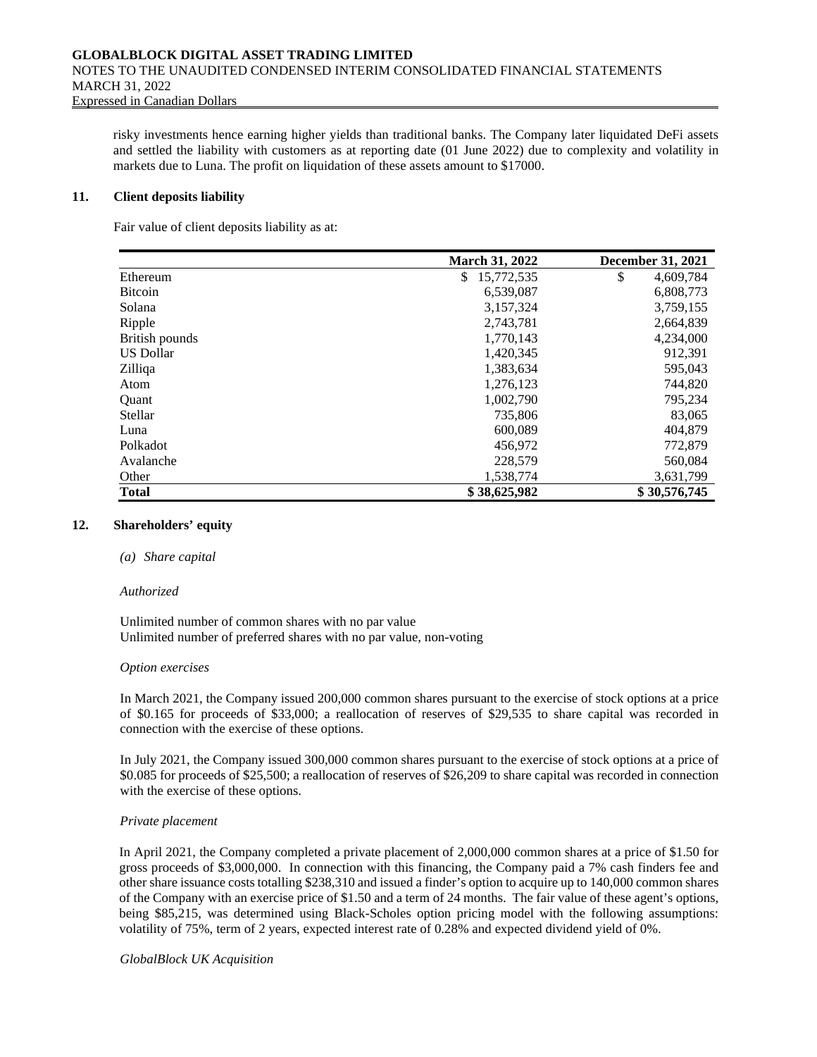risky investments hence earning higher yields than traditional banks. The Company later liquidated DeFi assets and settled the liability with customers as at reporting date (01 June 2022) due to complexity and volatility in markets due to Luna. The profit on liquidation of these assets amount to $17000.

## 11. Client deposits liability

Fair value of client deposits liability as at:

| | March 31, 2022 | December 31, 2021 |
|---|---|---|
| Ethereum | $ 15,772,535 | $ 4,609,784 |
| Bitcoin | 6,539,087 | 6,808,773 |
| Solana | 3,157,324 | 3,759,155 |
| Ripple | 2,743,781 | 2,664,839 |
| British pounds | 1,770,143 | 4,234,000 |
| US Dollar | 1,420,345 | 912,391 |
| Zilliqa | 1,383,634 | 595,043 |
| Atom | 1,276,123 | 744,820 |
| Quant | 1,002,790 | 795,234 |
| Stellar | 735,806 | 83,065 |
| Luna | 600,089 | 404,879 |
| Polkadot | 456,972 | 772,879 |
| Avalanche | 228,579 | 560,084 |
| Other | 1,538,774 | 3,631,799 |
| **Total** | **$ 38,625,982** | **$ 30,576,745** |

## 12. Shareholders' equity

*(a) Share capital*

*Authorized*

Unlimited number of common shares with no par value
Unlimited number of preferred shares with no par value, non-voting

*Option exercises*

In March 2021, the Company issued 200,000 common shares pursuant to the exercise of stock options at a price of $0.165 for proceeds of $33,000; a reallocation of reserves of $29,535 to share capital was recorded in connection with the exercise of these options.

In July 2021, the Company issued 300,000 common shares pursuant to the exercise of stock options at a price of $0.085 for proceeds of $25,500; a reallocation of reserves of $26,209 to share capital was recorded in connection with the exercise of these options.

*Private placement*

In April 2021, the Company completed a private placement of 2,000,000 common shares at a price of $1.50 for gross proceeds of $3,000,000. In connection with this financing, the Company paid a 7% cash finders fee and other share issuance costs totalling $238,310 and issued a finder's option to acquire up to 140,000 common shares of the Company with an exercise price of $1.50 and a term of 24 months. The fair value of these agent's options, being $85,215, was determined using Black-Scholes option pricing model with the following assumptions: volatility of 75%, term of 2 years, expected interest rate of 0.28% and expected dividend yield of 0%.

*GlobalBlock UK Acquisition*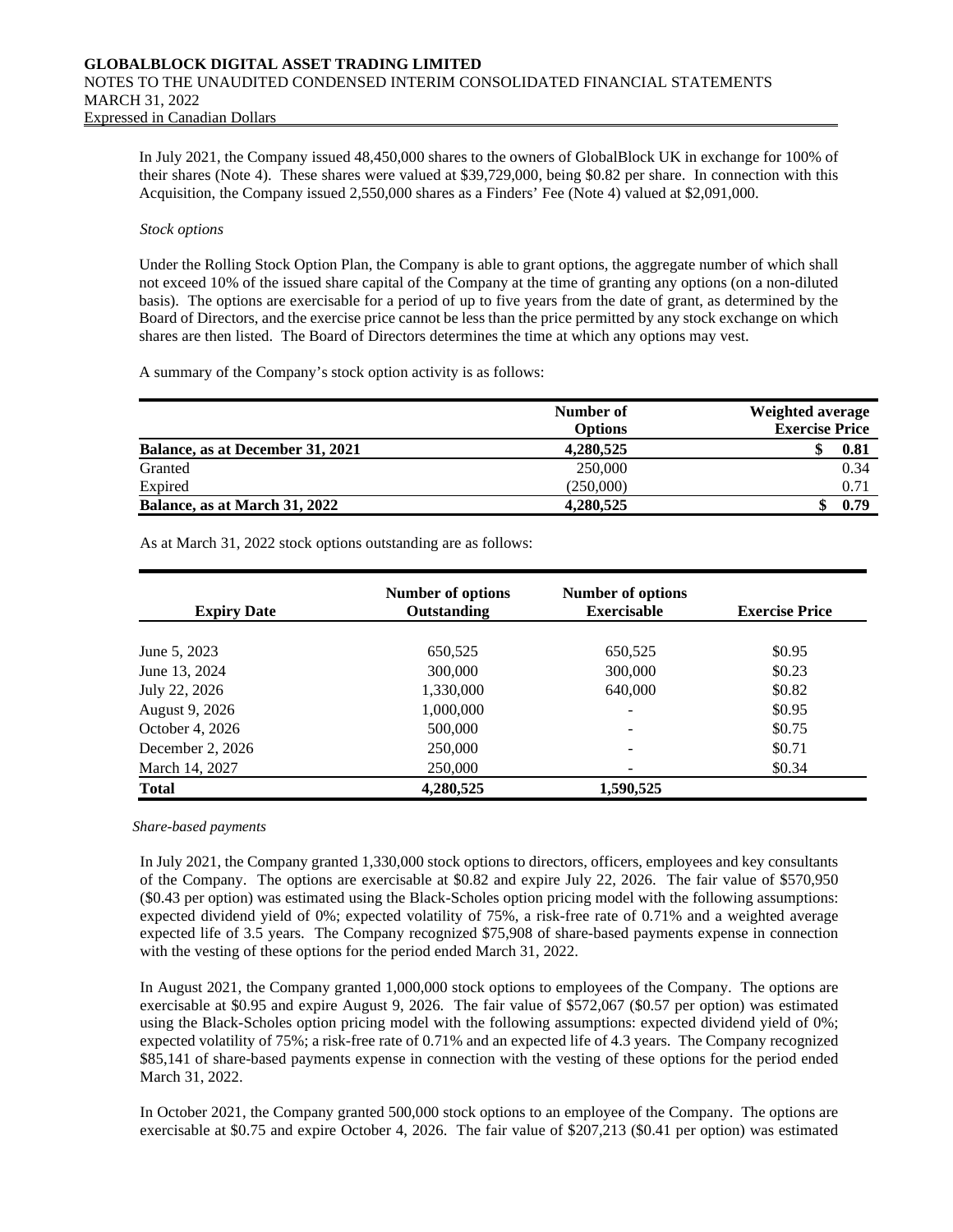In July 2021, the Company issued 48,450,000 shares to the owners of GlobalBlock UK in exchange for 100% of their shares (Note 4). These shares were valued at $39,729,000, being $0.82 per share. In connection with this Acquisition, the Company issued 2,550,000 shares as a Finders' Fee (Note 4) valued at $2,091,000.

*Stock options*

Under the Rolling Stock Option Plan, the Company is able to grant options, the aggregate number of which shall not exceed 10% of the issued share capital of the Company at the time of granting any options (on a non-diluted basis). The options are exercisable for a period of up to five years from the date of grant, as determined by the Board of Directors, and the exercise price cannot be less than the price permitted by any stock exchange on which shares are then listed. The Board of Directors determines the time at which any options may vest.

A summary of the Company's stock option activity is as follows:

| | Number of Options | Weighted average Exercise Price |
|---|---|---|
| **Balance, as at December 31, 2021** | **4,280,525** | **$ 0.81** |
| Granted | 250,000 | 0.34 |
| Expired | (250,000) | 0.71 |
| **Balance, as at March 31, 2022** | **4,280,525** | **$ 0.79** |

As at March 31, 2022 stock options outstanding are as follows:

| Expiry Date | Number of options Outstanding | Number of options Exercisable | Exercise Price |
|---|---|---|---|
| June 5, 2023 | 650,525 | 650,525 | $0.95 |
| June 13, 2024 | 300,000 | 300,000 | $0.23 |
| July 22, 2026 | 1,330,000 | 640,000 | $0.82 |
| August 9, 2026 | 1,000,000 | - | $0.95 |
| October 4, 2026 | 500,000 | - | $0.75 |
| December 2, 2026 | 250,000 | - | $0.71 |
| March 14, 2027 | 250,000 | - | $0.34 |
| **Total** | **4,280,525** | **1,590,525** | |

*Share-based payments*

In July 2021, the Company granted 1,330,000 stock options to directors, officers, employees and key consultants of the Company. The options are exercisable at $0.82 and expire July 22, 2026. The fair value of $570,950 ($0.43 per option) was estimated using the Black-Scholes option pricing model with the following assumptions: expected dividend yield of 0%; expected volatility of 75%, a risk-free rate of 0.71% and a weighted average expected life of 3.5 years. The Company recognized $75,908 of share-based payments expense in connection with the vesting of these options for the period ended March 31, 2022.

In August 2021, the Company granted 1,000,000 stock options to employees of the Company. The options are exercisable at $0.95 and expire August 9, 2026. The fair value of $572,067 ($0.57 per option) was estimated using the Black-Scholes option pricing model with the following assumptions: expected dividend yield of 0%; expected volatility of 75%; a risk-free rate of 0.71% and an expected life of 4.3 years. The Company recognized $85,141 of share-based payments expense in connection with the vesting of these options for the period ended March 31, 2022.

In October 2021, the Company granted 500,000 stock options to an employee of the Company. The options are exercisable at $0.75 and expire October 4, 2026. The fair value of $207,213 ($0.41 per option) was estimated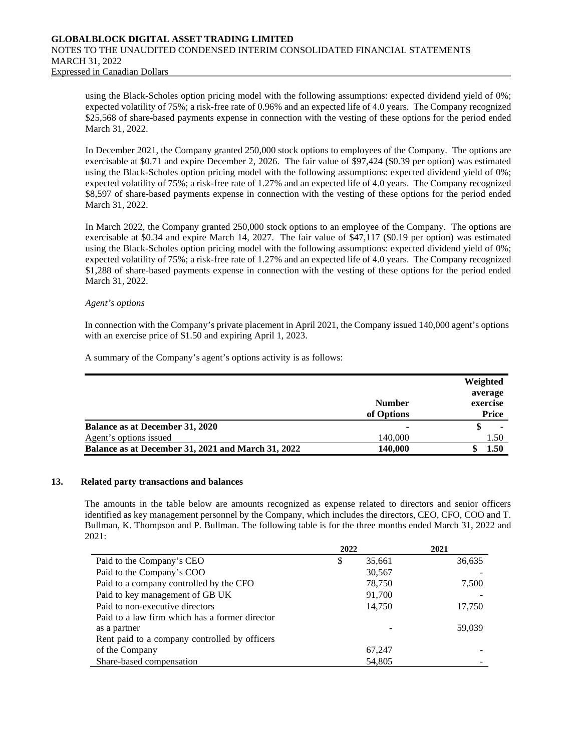using the Black-Scholes option pricing model with the following assumptions: expected dividend yield of 0%; expected volatility of 75%; a risk-free rate of 0.96% and an expected life of 4.0 years. The Company recognized $25,568 of share-based payments expense in connection with the vesting of these options for the period ended March 31, 2022.

In December 2021, the Company granted 250,000 stock options to employees of the Company. The options are exercisable at $0.71 and expire December 2, 2026. The fair value of $97,424 ($0.39 per option) was estimated using the Black-Scholes option pricing model with the following assumptions: expected dividend yield of 0%; expected volatility of 75%; a risk-free rate of 1.27% and an expected life of 4.0 years. The Company recognized $8,597 of share-based payments expense in connection with the vesting of these options for the period ended March 31, 2022.

In March 2022, the Company granted 250,000 stock options to an employee of the Company. The options are exercisable at $0.34 and expire March 14, 2027. The fair value of $47,117 ($0.19 per option) was estimated using the Black-Scholes option pricing model with the following assumptions: expected dividend yield of 0%; expected volatility of 75%; a risk-free rate of 1.27% and an expected life of 4.0 years. The Company recognized $1,288 of share-based payments expense in connection with the vesting of these options for the period ended March 31, 2022.

*Agent's options*

In connection with the Company's private placement in April 2021, the Company issued 140,000 agent's options with an exercise price of $1.50 and expiring April 1, 2023.

A summary of the Company's agent's options activity is as follows:

| | Number of Options | Weighted average exercise Price |
|---|---|---|
| **Balance as at December 31, 2020** | - | $ - |
| Agent's options issued | 140,000 | 1.50 |
| **Balance as at December 31, 2021 and March 31, 2022** | **140,000** | **$ 1.50** |

## 13. Related party transactions and balances

The amounts in the table below are amounts recognized as expense related to directors and senior officers identified as key management personnel by the Company, which includes the directors, CEO, CFO, COO and T. Bullman, K. Thompson and P. Bullman. The following table is for the three months ended March 31, 2022 and 2021:

| | 2022 | 2021 |
|---|---|---|
| Paid to the Company's CEO | $ 35,661 | 36,635 |
| Paid to the Company's COO | 30,567 | - |
| Paid to a company controlled by the CFO | 78,750 | 7,500 |
| Paid to key management of GB UK | 91,700 | - |
| Paid to non-executive directors | 14,750 | 17,750 |
| Paid to a law firm which has a former director as a partner | - | 59,039 |
| Rent paid to a company controlled by officers of the Company | 67,247 | - |
| Share-based compensation | 54,805 | - |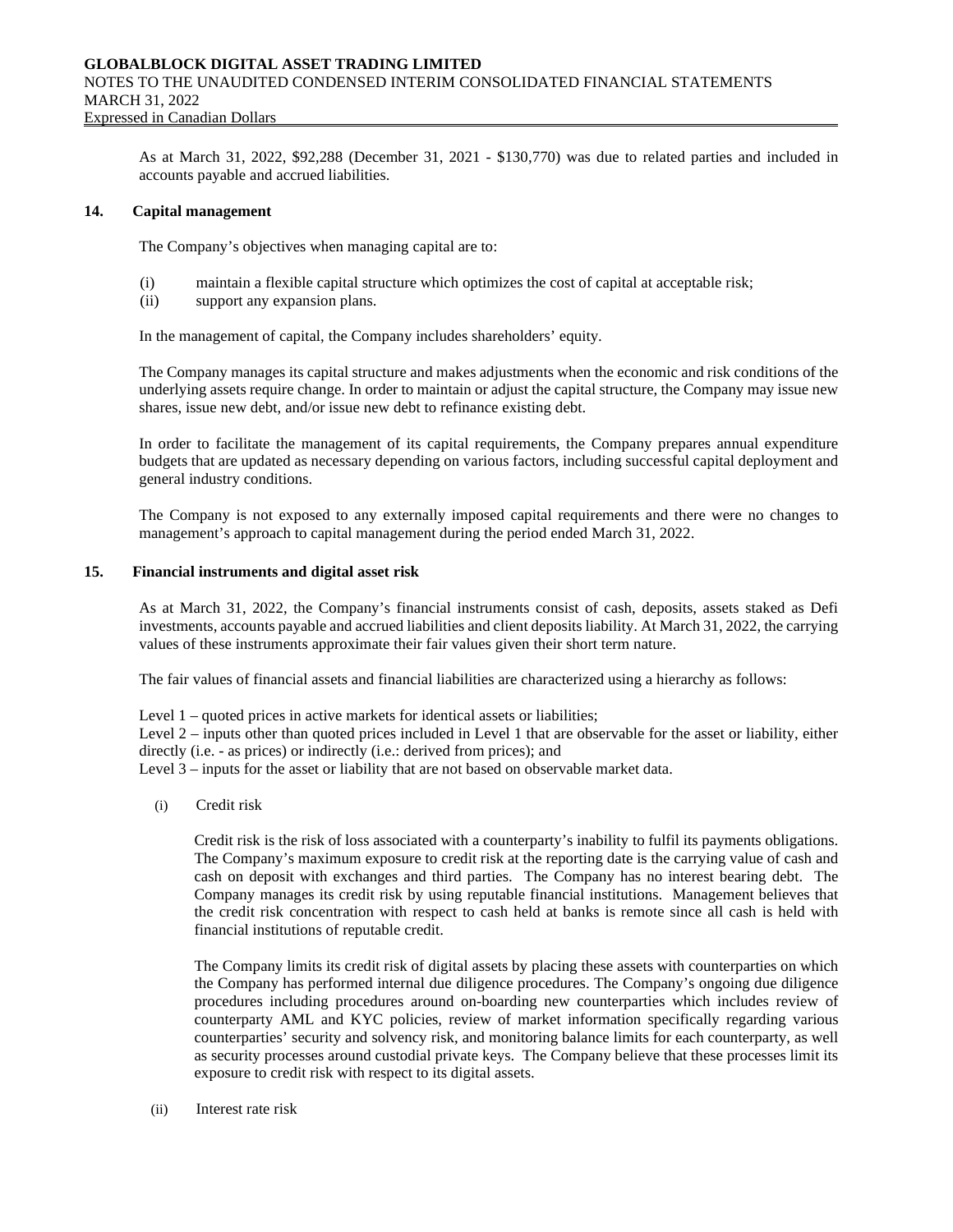As at March 31, 2022, $92,288 (December 31, 2021 - $130,770) was due to related parties and included in accounts payable and accrued liabilities.

## 14. Capital management

The Company's objectives when managing capital are to:

(i) maintain a flexible capital structure which optimizes the cost of capital at acceptable risk;
(ii) support any expansion plans.

In the management of capital, the Company includes shareholders' equity.

The Company manages its capital structure and makes adjustments when the economic and risk conditions of the underlying assets require change. In order to maintain or adjust the capital structure, the Company may issue new shares, issue new debt, and/or issue new debt to refinance existing debt.

In order to facilitate the management of its capital requirements, the Company prepares annual expenditure budgets that are updated as necessary depending on various factors, including successful capital deployment and general industry conditions.

The Company is not exposed to any externally imposed capital requirements and there were no changes to management's approach to capital management during the period ended March 31, 2022.

## 15. Financial instruments and digital asset risk

As at March 31, 2022, the Company's financial instruments consist of cash, deposits, assets staked as Defi investments, accounts payable and accrued liabilities and client deposits liability. At March 31, 2022, the carrying values of these instruments approximate their fair values given their short term nature.

The fair values of financial assets and financial liabilities are characterized using a hierarchy as follows:

Level 1 – quoted prices in active markets for identical assets or liabilities;
Level 2 – inputs other than quoted prices included in Level 1 that are observable for the asset or liability, either directly (i.e. - as prices) or indirectly (i.e.: derived from prices); and
Level 3 – inputs for the asset or liability that are not based on observable market data.

(i) Credit risk

Credit risk is the risk of loss associated with a counterparty's inability to fulfil its payments obligations. The Company's maximum exposure to credit risk at the reporting date is the carrying value of cash and cash on deposit with exchanges and third parties. The Company has no interest bearing debt. The Company manages its credit risk by using reputable financial institutions. Management believes that the credit risk concentration with respect to cash held at banks is remote since all cash is held with financial institutions of reputable credit.

The Company limits its credit risk of digital assets by placing these assets with counterparties on which the Company has performed internal due diligence procedures. The Company's ongoing due diligence procedures including procedures around on-boarding new counterparties which includes review of counterparty AML and KYC policies, review of market information specifically regarding various counterparties' security and solvency risk, and monitoring balance limits for each counterparty, as well as security processes around custodial private keys. The Company believe that these processes limit its exposure to credit risk with respect to its digital assets.

(ii) Interest rate risk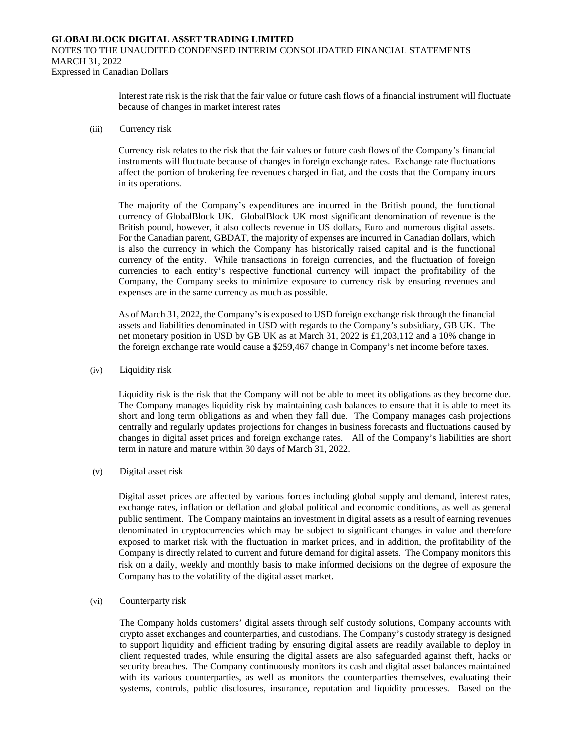Interest rate risk is the risk that the fair value or future cash flows of a financial instrument will fluctuate because of changes in market interest rates

(iii) Currency risk

Currency risk relates to the risk that the fair values or future cash flows of the Company's financial instruments will fluctuate because of changes in foreign exchange rates. Exchange rate fluctuations affect the portion of brokering fee revenues charged in fiat, and the costs that the Company incurs in its operations.

The majority of the Company's expenditures are incurred in the British pound, the functional currency of GlobalBlock UK. GlobalBlock UK most significant denomination of revenue is the British pound, however, it also collects revenue in US dollars, Euro and numerous digital assets. For the Canadian parent, GBDAT, the majority of expenses are incurred in Canadian dollars, which is also the currency in which the Company has historically raised capital and is the functional currency of the entity. While transactions in foreign currencies, and the fluctuation of foreign currencies to each entity's respective functional currency will impact the profitability of the Company, the Company seeks to minimize exposure to currency risk by ensuring revenues and expenses are in the same currency as much as possible.

As of March 31, 2022, the Company's is exposed to USD foreign exchange risk through the financial assets and liabilities denominated in USD with regards to the Company's subsidiary, GB UK. The net monetary position in USD by GB UK as at March 31, 2022 is £1,203,112 and a 10% change in the foreign exchange rate would cause a $259,467 change in Company's net income before taxes.

(iv) Liquidity risk

Liquidity risk is the risk that the Company will not be able to meet its obligations as they become due. The Company manages liquidity risk by maintaining cash balances to ensure that it is able to meet its short and long term obligations as and when they fall due. The Company manages cash projections centrally and regularly updates projections for changes in business forecasts and fluctuations caused by changes in digital asset prices and foreign exchange rates. All of the Company's liabilities are short term in nature and mature within 30 days of March 31, 2022.

(v) Digital asset risk

Digital asset prices are affected by various forces including global supply and demand, interest rates, exchange rates, inflation or deflation and global political and economic conditions, as well as general public sentiment. The Company maintains an investment in digital assets as a result of earning revenues denominated in cryptocurrencies which may be subject to significant changes in value and therefore exposed to market risk with the fluctuation in market prices, and in addition, the profitability of the Company is directly related to current and future demand for digital assets. The Company monitors this risk on a daily, weekly and monthly basis to make informed decisions on the degree of exposure the Company has to the volatility of the digital asset market.

(vi) Counterparty risk

The Company holds customers' digital assets through self custody solutions, Company accounts with crypto asset exchanges and counterparties, and custodians. The Company's custody strategy is designed to support liquidity and efficient trading by ensuring digital assets are readily available to deploy in client requested trades, while ensuring the digital assets are also safeguarded against theft, hacks or security breaches. The Company continuously monitors its cash and digital asset balances maintained with its various counterparties, as well as monitors the counterparties themselves, evaluating their systems, controls, public disclosures, insurance, reputation and liquidity processes. Based on the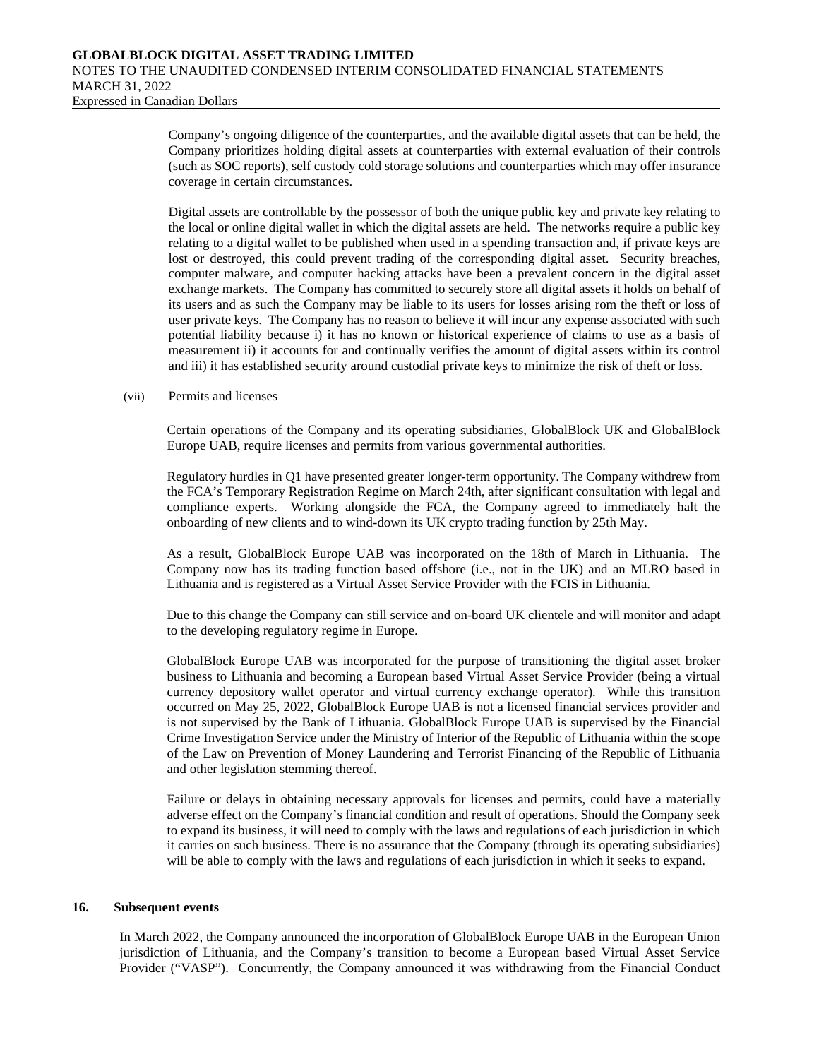Company's ongoing diligence of the counterparties, and the available digital assets that can be held, the Company prioritizes holding digital assets at counterparties with external evaluation of their controls (such as SOC reports), self custody cold storage solutions and counterparties which may offer insurance coverage in certain circumstances.

Digital assets are controllable by the possessor of both the unique public key and private key relating to the local or online digital wallet in which the digital assets are held. The networks require a public key relating to a digital wallet to be published when used in a spending transaction and, if private keys are lost or destroyed, this could prevent trading of the corresponding digital asset. Security breaches, computer malware, and computer hacking attacks have been a prevalent concern in the digital asset exchange markets. The Company has committed to securely store all digital assets it holds on behalf of its users and as such the Company may be liable to its users for losses arising rom the theft or loss of user private keys. The Company has no reason to believe it will incur any expense associated with such potential liability because i) it has no known or historical experience of claims to use as a basis of measurement ii) it accounts for and continually verifies the amount of digital assets within its control and iii) it has established security around custodial private keys to minimize the risk of theft or loss.

(vii) Permits and licenses

Certain operations of the Company and its operating subsidiaries, GlobalBlock UK and GlobalBlock Europe UAB, require licenses and permits from various governmental authorities.

Regulatory hurdles in Q1 have presented greater longer-term opportunity. The Company withdrew from the FCA's Temporary Registration Regime on March 24th, after significant consultation with legal and compliance experts. Working alongside the FCA, the Company agreed to immediately halt the onboarding of new clients and to wind-down its UK crypto trading function by 25th May.

As a result, GlobalBlock Europe UAB was incorporated on the 18th of March in Lithuania. The Company now has its trading function based offshore (i.e., not in the UK) and an MLRO based in Lithuania and is registered as a Virtual Asset Service Provider with the FCIS in Lithuania.

Due to this change the Company can still service and on-board UK clientele and will monitor and adapt to the developing regulatory regime in Europe.

GlobalBlock Europe UAB was incorporated for the purpose of transitioning the digital asset broker business to Lithuania and becoming a European based Virtual Asset Service Provider (being a virtual currency depository wallet operator and virtual currency exchange operator). While this transition occurred on May 25, 2022, GlobalBlock Europe UAB is not a licensed financial services provider and is not supervised by the Bank of Lithuania. GlobalBlock Europe UAB is supervised by the Financial Crime Investigation Service under the Ministry of Interior of the Republic of Lithuania within the scope of the Law on Prevention of Money Laundering and Terrorist Financing of the Republic of Lithuania and other legislation stemming thereof.

Failure or delays in obtaining necessary approvals for licenses and permits, could have a materially adverse effect on the Company's financial condition and result of operations. Should the Company seek to expand its business, it will need to comply with the laws and regulations of each jurisdiction in which it carries on such business. There is no assurance that the Company (through its operating subsidiaries) will be able to comply with the laws and regulations of each jurisdiction in which it seeks to expand.

## 16. Subsequent events

In March 2022, the Company announced the incorporation of GlobalBlock Europe UAB in the European Union jurisdiction of Lithuania, and the Company's transition to become a European based Virtual Asset Service Provider ("VASP"). Concurrently, the Company announced it was withdrawing from the Financial Conduct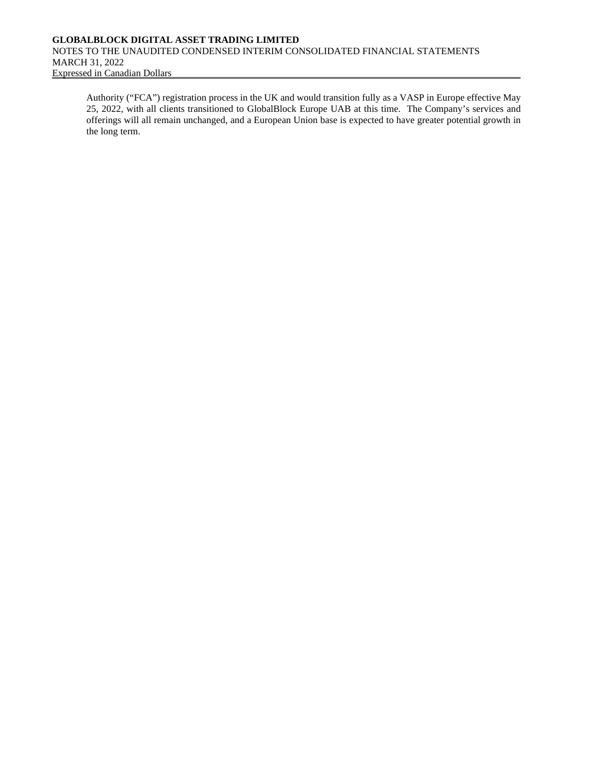Authority ("FCA") registration process in the UK and would transition fully as a VASP in Europe effective May 25, 2022, with all clients transitioned to GlobalBlock Europe UAB at this time. The Company's services and offerings will all remain unchanged, and a European Union base is expected to have greater potential growth in the long term.